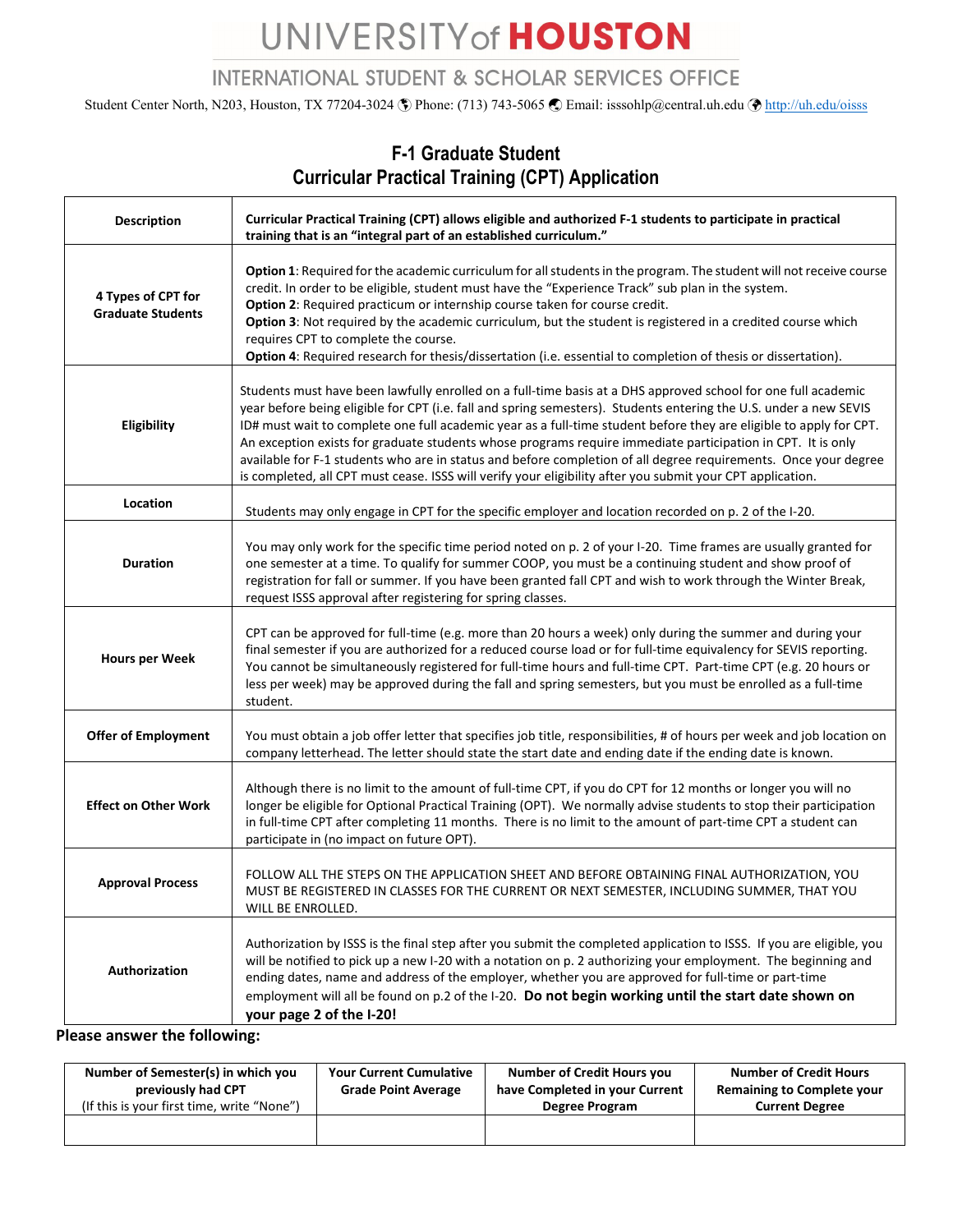# UNIVERSITY of HOUSTON

## INTERNATIONAL STUDENT & SCHOLAR SERVICES OFFICE

Student Center North, N203, Houston, TX 77204-3024 Phone: (713) 743-5065 Email: isssohlp@central.uh.edu http://uh.edu/oisss

## F-1 Graduate Student
## Curricular Practical Training (CPT) Application

| | |
|---|---|
| **Description** | **Curricular Practical Training (CPT) allows eligible and authorized F-1 students to participate in practical training that is an "integral part of an established curriculum."** |
| **4 Types of CPT for Graduate Students** | **Option 1**: Required for the academic curriculum for all students in the program. The student will not receive course credit. In order to be eligible, student must have the "Experience Track" sub plan in the system.<br>**Option 2**: Required practicum or internship course taken for course credit.<br>**Option 3**: Not required by the academic curriculum, but the student is registered in a credited course which requires CPT to complete the course.<br>**Option 4**: Required research for thesis/dissertation (i.e. essential to completion of thesis or dissertation). |
| **Eligibility** | Students must have been lawfully enrolled on a full-time basis at a DHS approved school for one full academic year before being eligible for CPT (i.e. fall and spring semesters). Students entering the U.S. under a new SEVIS ID# must wait to complete one full academic year as a full-time student before they are eligible to apply for CPT. An exception exists for graduate students whose programs require immediate participation in CPT. It is only available for F-1 students who are in status and before completion of all degree requirements. Once your degree is completed, all CPT must cease. ISSS will verify your eligibility after you submit your CPT application. |
| **Location** | Students may only engage in CPT for the specific employer and location recorded on p. 2 of the I-20. |
| **Duration** | You may only work for the specific time period noted on p. 2 of your I-20. Time frames are usually granted for one semester at a time. To qualify for summer COOP, you must be a continuing student and show proof of registration for fall or summer. If you have been granted fall CPT and wish to work through the Winter Break, request ISSS approval after registering for spring classes. |
| **Hours per Week** | CPT can be approved for full-time (e.g. more than 20 hours a week) only during the summer and during your final semester if you are authorized for a reduced course load or for full-time equivalency for SEVIS reporting. You cannot be simultaneously registered for full-time hours and full-time CPT. Part-time CPT (e.g. 20 hours or less per week) may be approved during the fall and spring semesters, but you must be enrolled as a full-time student. |
| **Offer of Employment** | You must obtain a job offer letter that specifies job title, responsibilities, # of hours per week and job location on company letterhead. The letter should state the start date and ending date if the ending date is known. |
| **Effect on Other Work** | Although there is no limit to the amount of full-time CPT, if you do CPT for 12 months or longer you will no longer be eligible for Optional Practical Training (OPT). We normally advise students to stop their participation in full-time CPT after completing 11 months. There is no limit to the amount of part-time CPT a student can participate in (no impact on future OPT). |
| **Approval Process** | FOLLOW ALL THE STEPS ON THE APPLICATION SHEET AND BEFORE OBTAINING FINAL AUTHORIZATION, YOU MUST BE REGISTERED IN CLASSES FOR THE CURRENT OR NEXT SEMESTER, INCLUDING SUMMER, THAT YOU WILL BE ENROLLED. |
| **Authorization** | Authorization by ISSS is the final step after you submit the completed application to ISSS. If you are eligible, you will be notified to pick up a new I-20 with a notation on p. 2 authorizing your employment. The beginning and ending dates, name and address of the employer, whether you are approved for full-time or part-time employment will all be found on p.2 of the I-20. **Do not begin working until the start date shown on your page 2 of the I-20!** |

**Please answer the following:**

| **Number of Semester(s) in which you previously had CPT** (If this is your first time, write "None") | **Your Current Cumulative Grade Point Average** | **Number of Credit Hours you have Completed in your Current Degree Program** | **Number of Credit Hours Remaining to Complete your Current Degree** |
|---|---|---|---|
| | | | |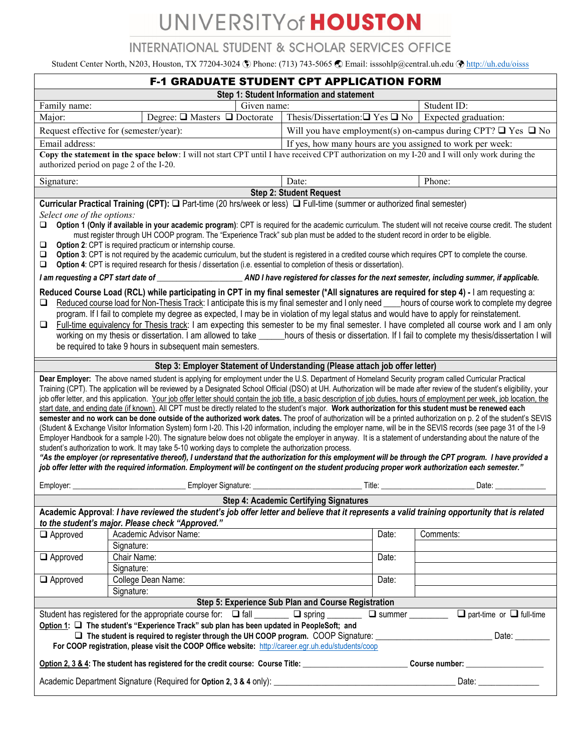# UNIVERSITY of HOUSTON

## INTERNATIONAL STUDENT & SCHOLAR SERVICES OFFICE

Student Center North, N203, Houston, TX 77204-3024 Phone: (713) 743-5065 Email: isssohlp@central.uh.edu http://uh.edu/oisss

## F-1 GRADUATE STUDENT CPT APPLICATION FORM

### Step 1: Student Information and statement

| | | | |
|---|---|---|---|
| Family name: | | Given name: | Student ID: |
| Major: | Degree: ❑ Masters ❑ Doctorate | Thesis/Dissertation: ❑ Yes ❑ No | Expected graduation: |
| Request effective for (semester/year): | | Will you have employment(s) on-campus during CPT? ❑ Yes ❑ No | |
| Email address: | | If yes, how many hours are you assigned to work per week: | |

**Copy the statement in the space below**: I will not start CPT until I have received CPT authorization on my I-20 and I will only work during the authorized period on page 2 of the I-20.

| | | |
|---|---|---|
| Signature: | Date: | Phone: |

### Step 2: Student Request

**Curricular Practical Training (CPT):** ❑ Part-time (20 hrs/week or less) ❑ Full-time (summer or authorized final semester)

*Select one of the options:*

- ❑ **Option 1 (Only if available in your academic program)**: CPT is required for the academic curriculum. The student will not receive course credit. The student must register through UH COOP program. The "Experience Track" sub plan must be added to the student record in order to be eligible.
- ❑ **Option 2**: CPT is required practicum or internship course.
- ❑ **Option 3**: CPT is not required by the academic curriculum, but the student is registered in a credited course which requires CPT to complete the course.
- ❑ **Option 4**: CPT is required research for thesis / dissertation (i.e. essential to completion of thesis or dissertation).

***I am requesting a CPT start date of ____________________ AND I have registered for classes for the next semester, including summer, if applicable.***

**Reduced Course Load (RCL) while participating in CPT in my final semester (*All signatures are required for step 4) -** I am requesting a:

- ❑ Reduced course load for Non-Thesis Track: I anticipate this is my final semester and I only need ____hours of course work to complete my degree program. If I fail to complete my degree as expected, I may be in violation of my legal status and would have to apply for reinstatement.
- ❑ Full-time equivalency for Thesis track: I am expecting this semester to be my final semester. I have completed all course work and I am only working on my thesis or dissertation. I am allowed to take ______hours of thesis or dissertation. If I fail to complete my thesis/dissertation I will be required to take 9 hours in subsequent main semesters.

### Step 3: Employer Statement of Understanding (Please attach job offer letter)

**Dear Employer:** The above named student is applying for employment under the U.S. Department of Homeland Security program called Curricular Practical Training (CPT). The application will be reviewed by a Designated School Official (DSO) at UH. Authorization will be made after review of the student's eligibility, your job offer letter, and this application. Your job offer letter should contain the job title, a basic description of job duties, hours of employment per week, job location, the start date, and ending date (if known). All CPT must be directly related to the student's major. **Work authorization for this student must be renewed each semester and no work can be done outside of the authorized work dates.** The proof of authorization will be a printed authorization on p. 2 of the student's SEVIS (Student & Exchange Visitor Information System) form I-20. This I-20 information, including the employer name, will be in the SEVIS records (see page 31 of the I-9 Employer Handbook for a sample I-20). The signature below does not obligate the employer in anyway. It is a statement of understanding about the nature of the student's authorization to work. It may take 5-10 working days to complete the authorization process.

***"As the employer (or representative thereof), I understand that the authorization for this employment will be through the CPT program. I have provided a job offer letter with the required information. Employment will be contingent on the student producing proper work authorization each semester."***

Employer: __________________________ Employer Signature: __________________________ Title: ________________________ Date: _____________

### Step 4: Academic Certifying Signatures

**Academic Approval**: ***I have reviewed the student's job offer letter and believe that it represents a valid training opportunity that is related to the student's major. Please check "Approved."***

| | | | |
|---|---|---|---|
| ❑ Approved | Academic Advisor Name: | Date: | Comments: |
| | Signature: | | |
| ❑ Approved | Chair Name: | Date: | |
| | Signature: | | |
| ❑ Approved | College Dean Name: | Date: | |
| | Signature: | | |

### Step 5: Experience Sub Plan and Course Registration

Student has registered for the appropriate course for: ❑ fall _______ ❑ spring _______ ❑ summer _________ ❑ part-time or ❑ full-time

**Option 1: ❑ The student's "Experience Track" sub plan has been updated in PeopleSoft; and**

**❑ The student is required to register through the UH COOP program.** COOP Signature: __________________________ Date: ________

**For COOP registration, please visit the COOP Office website:** http://career.egr.uh.edu/students/coop

**Option 2, 3 & 4: The student has registered for the credit course: Course Title: ________________________ Course number: __________________**

Academic Department Signature (Required for **Option 2, 3 & 4** only): __________________________________________ Date: ______________